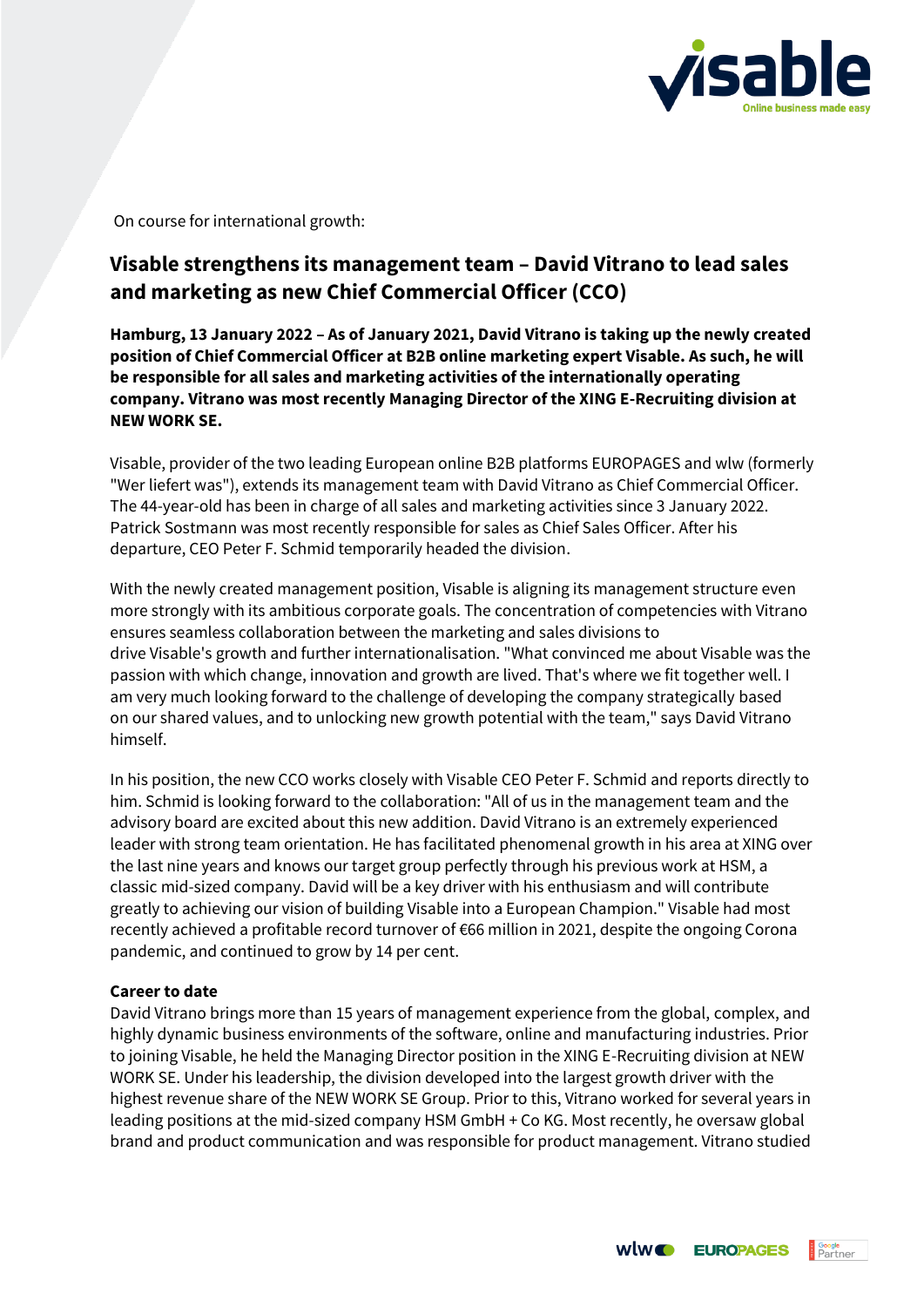On course for international growth:

# Visable strengthens its management team – David Vitrano to lead sales and marketing as new Chief Commercial Officer (CCO)

**Hamburg, 13 January 2022 – As of January 2021, David Vitrano is taking up the newly created position of Chief Commercial Officer at B2B online marketing expert Visable. As such, he will be responsible for all sales and marketing activities of the internationally operating company. Vitrano was most recently Managing Director of the XING E-Recruiting division at NEW WORK SE.**

Visable, provider of the two leading European online B2B platforms EUROPAGES and wlw (formerly "Wer liefert was"), extends its management team with David Vitrano as Chief Commercial Officer. The 44-year-old has been in charge of all sales and marketing activities since 3 January 2022. Patrick Sostmann was most recently responsible for sales as Chief Sales Officer. After his departure, CEO Peter F. Schmid temporarily headed the division.

With the newly created management position, Visable is aligning its management structure even more strongly with its ambitious corporate goals. The concentration of competencies with Vitrano ensures seamless collaboration between the marketing and sales divisions to drive Visable's growth and further internationalisation. "What convinced me about Visable was the passion with which change, innovation and growth are lived. That's where we fit together well. I am very much looking forward to the challenge of developing the company strategically based on our shared values, and to unlocking new growth potential with the team," says David Vitrano himself.

In his position, the new CCO works closely with Visable CEO Peter F. Schmid and reports directly to him. Schmid is looking forward to the collaboration: "All of us in the management team and the advisory board are excited about this new addition. David Vitrano is an extremely experienced leader with strong team orientation. He has facilitated phenomenal growth in his area at XING over the last nine years and knows our target group perfectly through his previous work at HSM, a classic mid-sized company. David will be a key driver with his enthusiasm and will contribute greatly to achieving our vision of building Visable into a European Champion." Visable had most recently achieved a profitable record turnover of €66 million in 2021, despite the ongoing Corona pandemic, and continued to grow by 14 per cent.

**Career to date**

David Vitrano brings more than 15 years of management experience from the global, complex, and highly dynamic business environments of the software, online and manufacturing industries. Prior to joining Visable, he held the Managing Director position in the XING E-Recruiting division at NEW WORK SE. Under his leadership, the division developed into the largest growth driver with the highest revenue share of the NEW WORK SE Group. Prior to this, Vitrano worked for several years in leading positions at the mid-sized company HSM GmbH + Co KG. Most recently, he oversaw global brand and product communication and was responsible for product management. Vitrano studied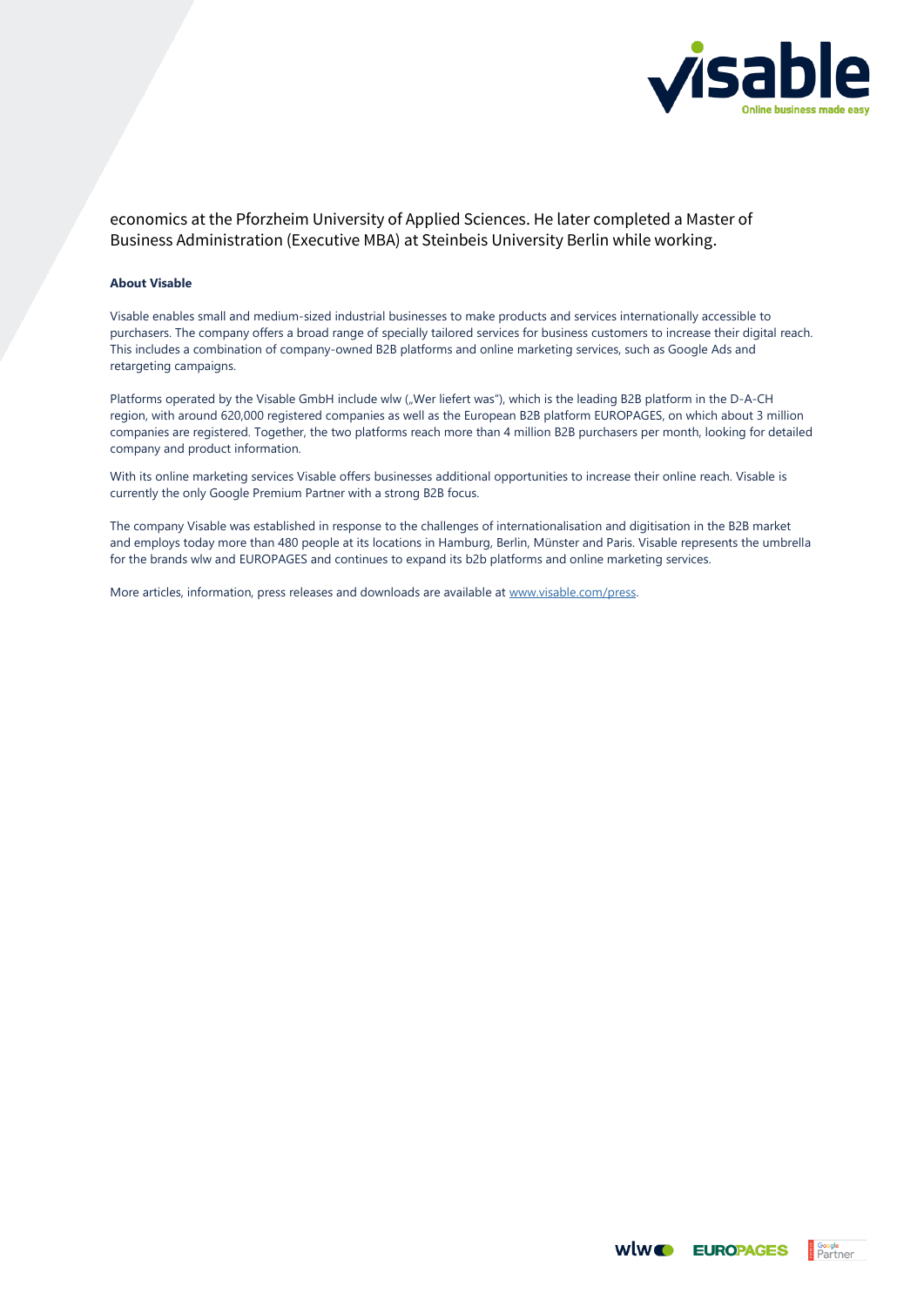economics at the Pforzheim University of Applied Sciences. He later completed a Master of Business Administration (Executive MBA) at Steinbeis University Berlin while working.

**About Visable**

Visable enables small and medium-sized industrial businesses to make products and services internationally accessible to purchasers. The company offers a broad range of specially tailored services for business customers to increase their digital reach. This includes a combination of company-owned B2B platforms and online marketing services, such as Google Ads and retargeting campaigns.

Platforms operated by the Visable GmbH include wlw („Wer liefert was"), which is the leading B2B platform in the D-A-CH region, with around 620,000 registered companies as well as the European B2B platform EUROPAGES, on which about 3 million companies are registered. Together, the two platforms reach more than 4 million B2B purchasers per month, looking for detailed company and product information.

With its online marketing services Visable offers businesses additional opportunities to increase their online reach. Visable is currently the only Google Premium Partner with a strong B2B focus.

The company Visable was established in response to the challenges of internationalisation and digitisation in the B2B market and employs today more than 480 people at its locations in Hamburg, Berlin, Münster and Paris. Visable represents the umbrella for the brands wlw and EUROPAGES and continues to expand its b2b platforms and online marketing services.

More articles, information, press releases and downloads are available at [www.visable.com/press](http://www.visable.com/press).